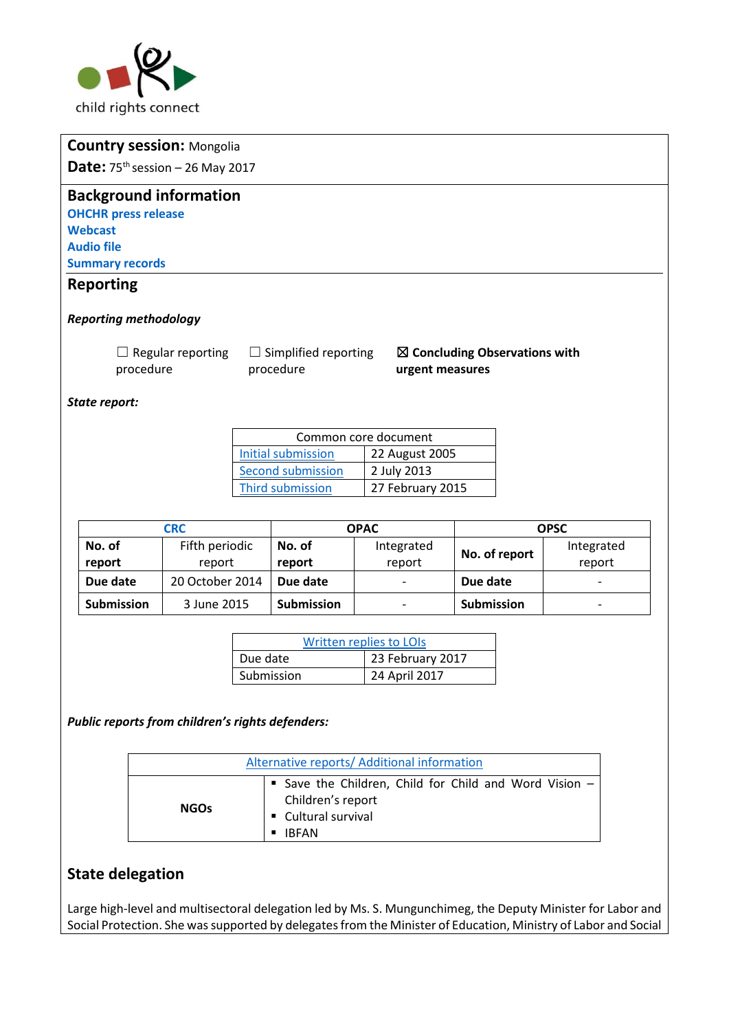child rights connect

**Country session:** Mongolia

**Date:** 75th session – 26 May 2017

## Background information

**OHCHR press release**

**Webcast**

**Audio file**

**Summary records**

## Reporting

***Reporting methodology***

☐ Regular reporting procedure ☐ Simplified reporting procedure ☒ **Concluding Observations with urgent measures**

***State report:***

| Common core document | |
|---|---|
| Initial submission | 22 August 2005 |
| Second submission | 2 July 2013 |
| Third submission | 27 February 2015 |

| CRC | | OPAC | | OPSC | |
|---|---|---|---|---|---|
| **No. of report** | Fifth periodic report | **No. of report** | Integrated report | **No. of report** | Integrated report |
| **Due date** | 20 October 2014 | **Due date** | - | **Due date** | - |
| **Submission** | 3 June 2015 | **Submission** | - | **Submission** | - |

| Written replies to LOIs | |
|---|---|
| Due date | 23 February 2017 |
| Submission | 24 April 2017 |

***Public reports from children's rights defenders:***

| Alternative reports/ Additional information | |
|---|---|
| **NGOs** | ▪ Save the Children, Child for Child and Word Vision – Children's report<br>▪ Cultural survival<br>▪ IBFAN |

## State delegation

Large high-level and multisectoral delegation led by Ms. S. Mungunchimeg, the Deputy Minister for Labor and Social Protection. She was supported by delegates from the Minister of Education, Ministry of Labor and Social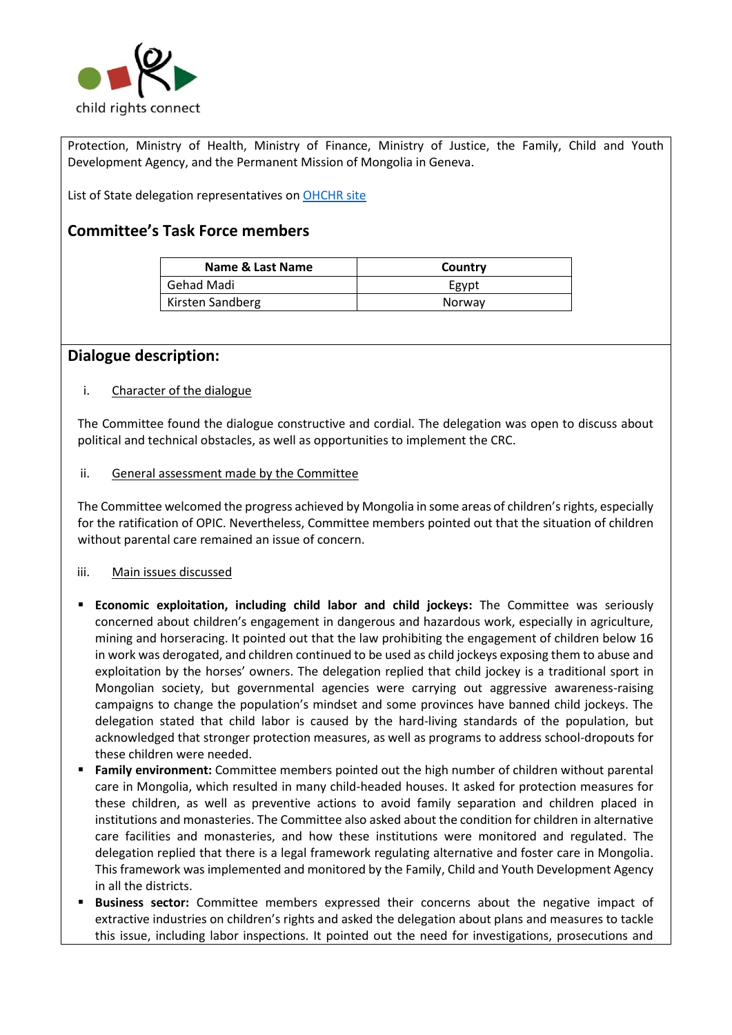Protection, Ministry of Health, Ministry of Finance, Ministry of Justice, the Family, Child and Youth Development Agency, and the Permanent Mission of Mongolia in Geneva.

List of State delegation representatives on [OHCHR site]

## Committee's Task Force members

| Name & Last Name | Country |
| --- | --- |
| Gehad Madi | Egypt |
| Kirsten Sandberg | Norway |

## Dialogue description:

i. Character of the dialogue

The Committee found the dialogue constructive and cordial. The delegation was open to discuss about political and technical obstacles, as well as opportunities to implement the CRC.

ii. General assessment made by the Committee

The Committee welcomed the progress achieved by Mongolia in some areas of children's rights, especially for the ratification of OPIC. Nevertheless, Committee members pointed out that the situation of children without parental care remained an issue of concern.

iii. Main issues discussed

- **Economic exploitation, including child labor and child jockeys:** The Committee was seriously concerned about children's engagement in dangerous and hazardous work, especially in agriculture, mining and horseracing. It pointed out that the law prohibiting the engagement of children below 16 in work was derogated, and children continued to be used as child jockeys exposing them to abuse and exploitation by the horses' owners. The delegation replied that child jockey is a traditional sport in Mongolian society, but governmental agencies were carrying out aggressive awareness-raising campaigns to change the population's mindset and some provinces have banned child jockeys. The delegation stated that child labor is caused by the hard-living standards of the population, but acknowledged that stronger protection measures, as well as programs to address school-dropouts for these children were needed.
- **Family environment:** Committee members pointed out the high number of children without parental care in Mongolia, which resulted in many child-headed houses. It asked for protection measures for these children, as well as preventive actions to avoid family separation and children placed in institutions and monasteries. The Committee also asked about the condition for children in alternative care facilities and monasteries, and how these institutions were monitored and regulated. The delegation replied that there is a legal framework regulating alternative and foster care in Mongolia. This framework was implemented and monitored by the Family, Child and Youth Development Agency in all the districts.
- **Business sector:** Committee members expressed their concerns about the negative impact of extractive industries on children's rights and asked the delegation about plans and measures to tackle this issue, including labor inspections. It pointed out the need for investigations, prosecutions and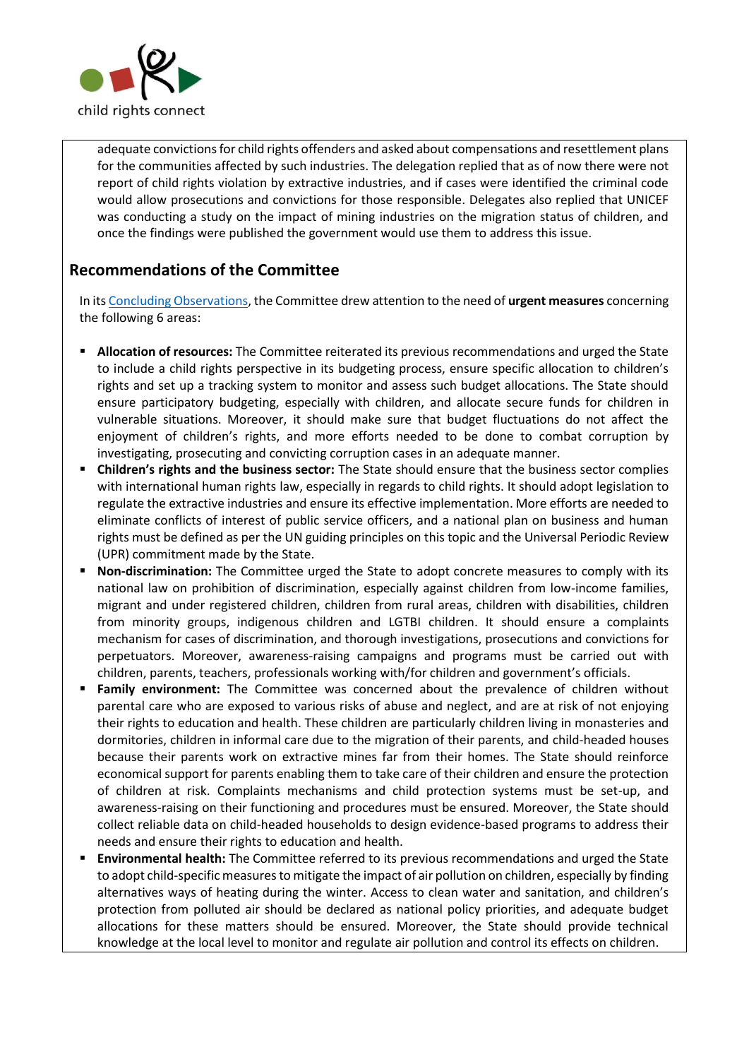adequate convictions for child rights offenders and asked about compensations and resettlement plans for the communities affected by such industries. The delegation replied that as of now there were not report of child rights violation by extractive industries, and if cases were identified the criminal code would allow prosecutions and convictions for those responsible. Delegates also replied that UNICEF was conducting a study on the impact of mining industries on the migration status of children, and once the findings were published the government would use them to address this issue.

## Recommendations of the Committee

In its Concluding Observations, the Committee drew attention to the need of **urgent measures** concerning the following 6 areas:

- **Allocation of resources:** The Committee reiterated its previous recommendations and urged the State to include a child rights perspective in its budgeting process, ensure specific allocation to children's rights and set up a tracking system to monitor and assess such budget allocations. The State should ensure participatory budgeting, especially with children, and allocate secure funds for children in vulnerable situations. Moreover, it should make sure that budget fluctuations do not affect the enjoyment of children's rights, and more efforts needed to be done to combat corruption by investigating, prosecuting and convicting corruption cases in an adequate manner.
- **Children's rights and the business sector:** The State should ensure that the business sector complies with international human rights law, especially in regards to child rights. It should adopt legislation to regulate the extractive industries and ensure its effective implementation. More efforts are needed to eliminate conflicts of interest of public service officers, and a national plan on business and human rights must be defined as per the UN guiding principles on this topic and the Universal Periodic Review (UPR) commitment made by the State.
- **Non-discrimination:** The Committee urged the State to adopt concrete measures to comply with its national law on prohibition of discrimination, especially against children from low-income families, migrant and under registered children, children from rural areas, children with disabilities, children from minority groups, indigenous children and LGTBI children. It should ensure a complaints mechanism for cases of discrimination, and thorough investigations, prosecutions and convictions for perpetuators. Moreover, awareness-raising campaigns and programs must be carried out with children, parents, teachers, professionals working with/for children and government's officials.
- **Family environment:** The Committee was concerned about the prevalence of children without parental care who are exposed to various risks of abuse and neglect, and are at risk of not enjoying their rights to education and health. These children are particularly children living in monasteries and dormitories, children in informal care due to the migration of their parents, and child-headed houses because their parents work on extractive mines far from their homes. The State should reinforce economical support for parents enabling them to take care of their children and ensure the protection of children at risk. Complaints mechanisms and child protection systems must be set-up, and awareness-raising on their functioning and procedures must be ensured. Moreover, the State should collect reliable data on child-headed households to design evidence-based programs to address their needs and ensure their rights to education and health.
- **Environmental health:** The Committee referred to its previous recommendations and urged the State to adopt child-specific measures to mitigate the impact of air pollution on children, especially by finding alternatives ways of heating during the winter. Access to clean water and sanitation, and children's protection from polluted air should be declared as national policy priorities, and adequate budget allocations for these matters should be ensured. Moreover, the State should provide technical knowledge at the local level to monitor and regulate air pollution and control its effects on children.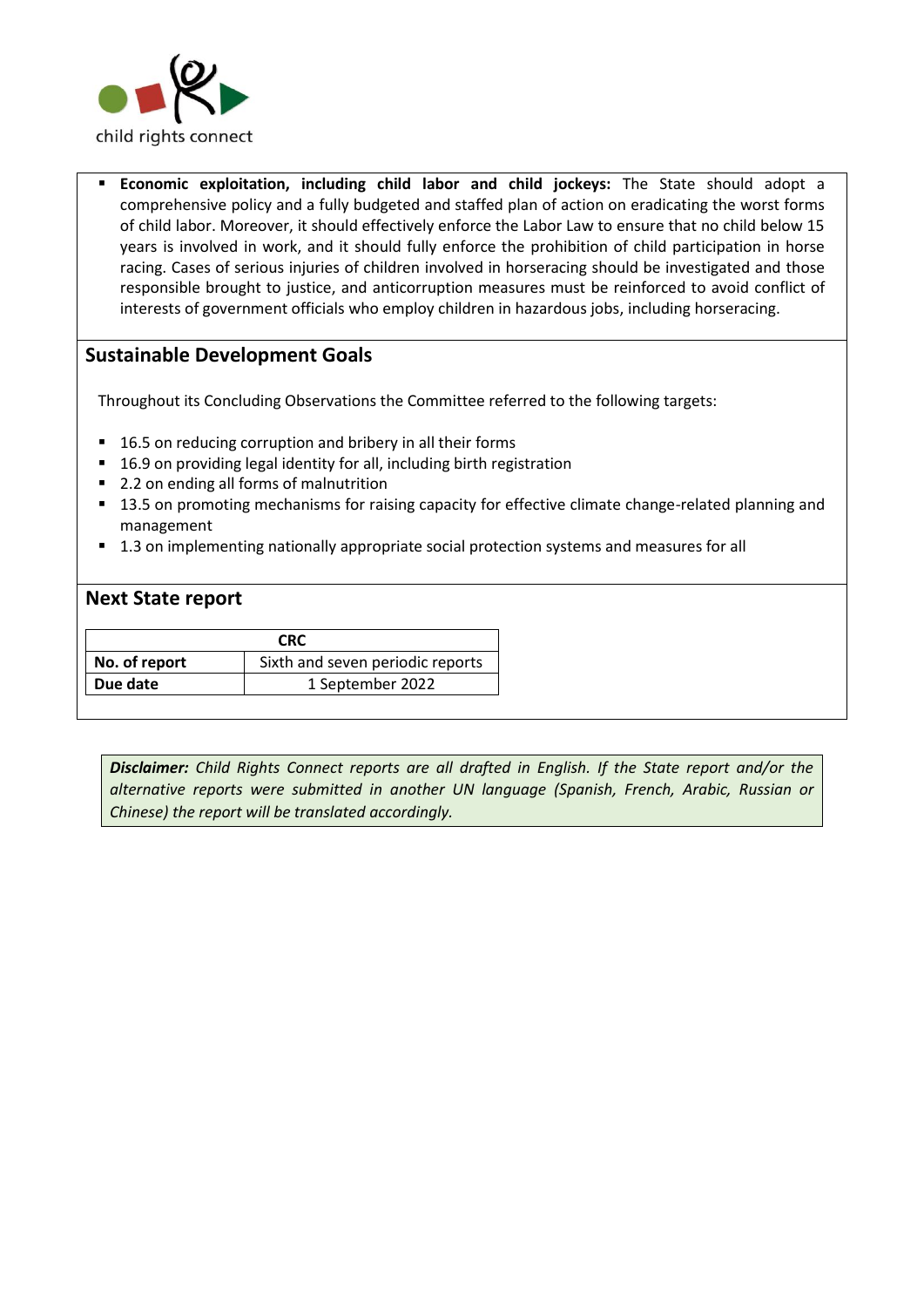- **Economic exploitation, including child labor and child jockeys:** The State should adopt a comprehensive policy and a fully budgeted and staffed plan of action on eradicating the worst forms of child labor. Moreover, it should effectively enforce the Labor Law to ensure that no child below 15 years is involved in work, and it should fully enforce the prohibition of child participation in horse racing. Cases of serious injuries of children involved in horseracing should be investigated and those responsible brought to justice, and anticorruption measures must be reinforced to avoid conflict of interests of government officials who employ children in hazardous jobs, including horseracing.

## Sustainable Development Goals

Throughout its Concluding Observations the Committee referred to the following targets:

- 16.5 on reducing corruption and bribery in all their forms
- 16.9 on providing legal identity for all, including birth registration
- 2.2 on ending all forms of malnutrition
- 13.5 on promoting mechanisms for raising capacity for effective climate change-related planning and management
- 1.3 on implementing nationally appropriate social protection systems and measures for all

## Next State report

| CRC | |
|---|---|
| **No. of report** | Sixth and seven periodic reports |
| **Due date** | 1 September 2022 |

***Disclaimer:*** *Child Rights Connect reports are all drafted in English. If the State report and/or the alternative reports were submitted in another UN language (Spanish, French, Arabic, Russian or Chinese) the report will be translated accordingly.*